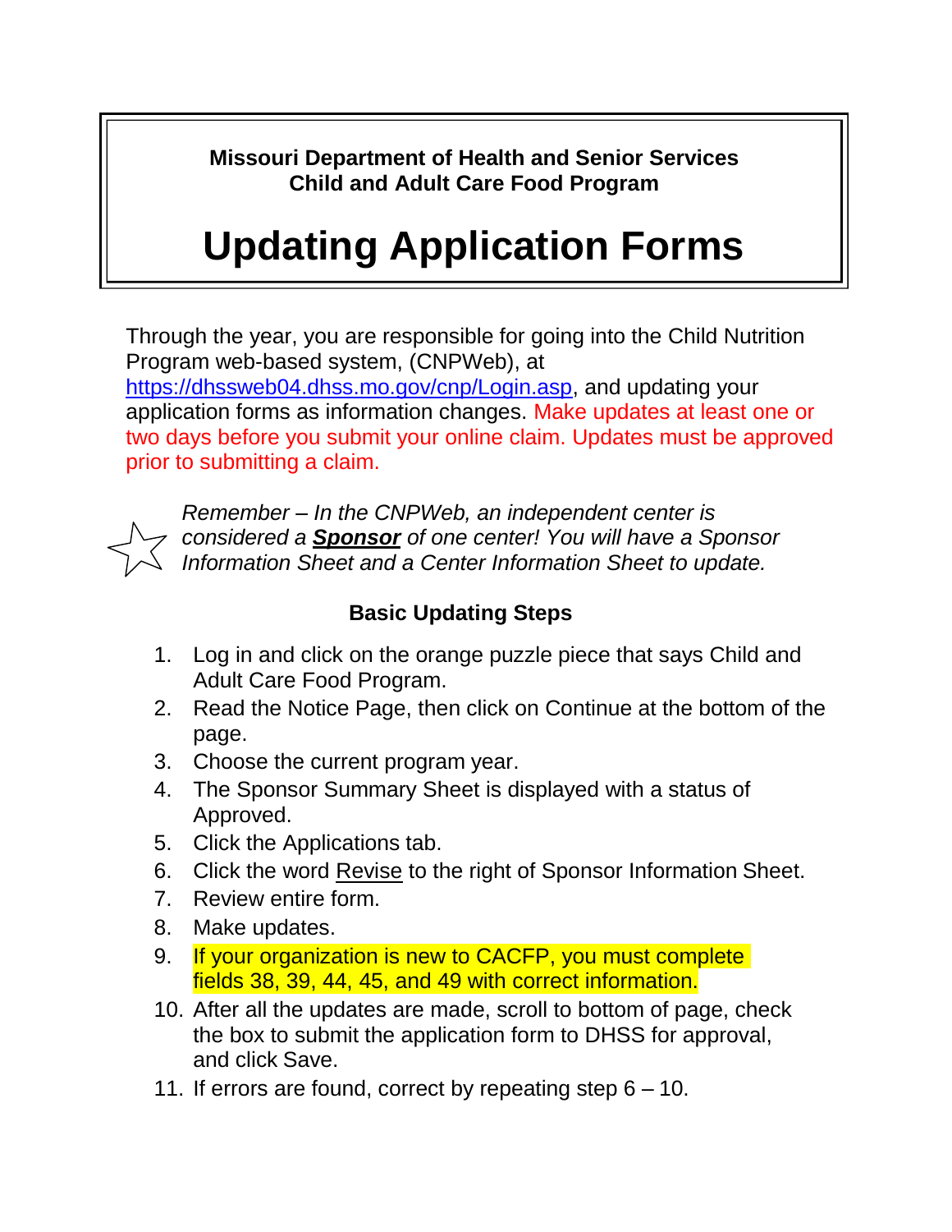**Missouri Department of Health and Senior Services**
**Child and Adult Care Food Program**

# Updating Application Forms

Through the year, you are responsible for going into the Child Nutrition Program web-based system, (CNPWeb), at https://dhssweb04.dhss.mo.gov/cnp/Login.asp, and updating your application forms as information changes. Make updates at least one or two days before you submit your online claim. Updates must be approved prior to submitting a claim.

*Remember – In the CNPWeb, an independent center is considered a **Sponsor** of one center! You will have a Sponsor Information Sheet and a Center Information Sheet to update.*

### Basic Updating Steps

1. Log in and click on the orange puzzle piece that says Child and Adult Care Food Program.
2. Read the Notice Page, then click on Continue at the bottom of the page.
3. Choose the current program year.
4. The Sponsor Summary Sheet is displayed with a status of Approved.
5. Click the Applications tab.
6. Click the word Revise to the right of Sponsor Information Sheet.
7. Review entire form.
8. Make updates.
9. If your organization is new to CACFP, you must complete fields 38, 39, 44, 45, and 49 with correct information.
10. After all the updates are made, scroll to bottom of page, check the box to submit the application form to DHSS for approval, and click Save.
11. If errors are found, correct by repeating step 6 – 10.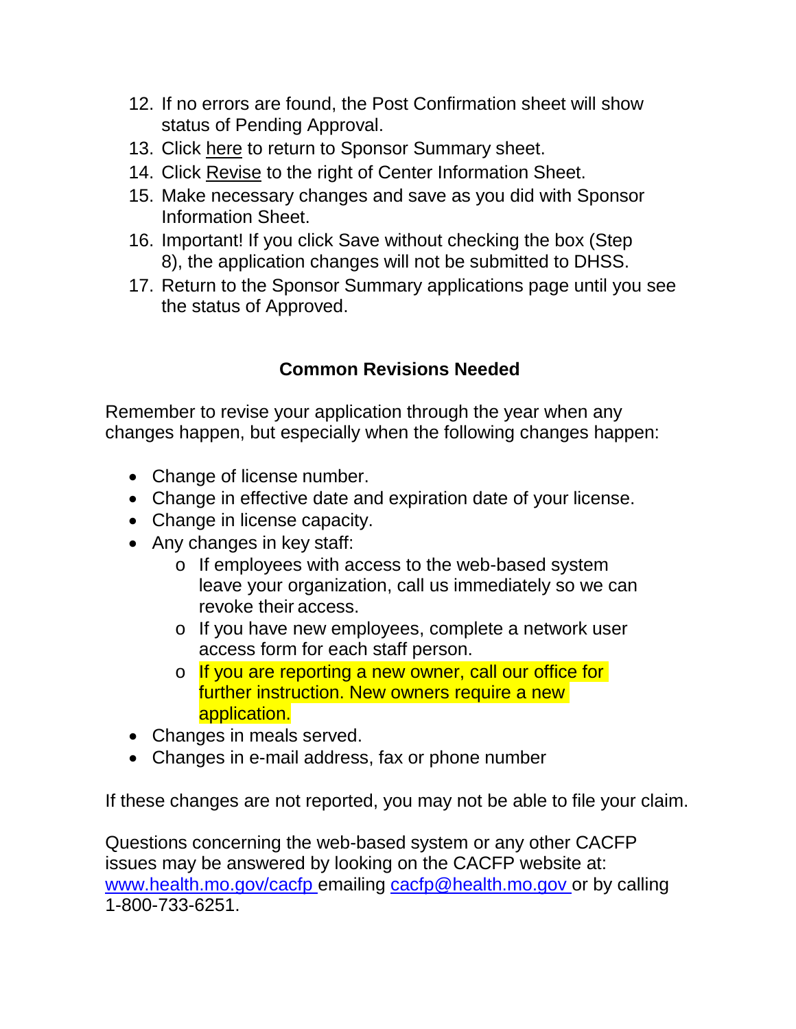12. If no errors are found, the Post Confirmation sheet will show status of Pending Approval.
13. Click here to return to Sponsor Summary sheet.
14. Click Revise to the right of Center Information Sheet.
15. Make necessary changes and save as you did with Sponsor Information Sheet.
16. Important! If you click Save without checking the box (Step 8), the application changes will not be submitted to DHSS.
17. Return to the Sponsor Summary applications page until you see the status of Approved.

## Common Revisions Needed

Remember to revise your application through the year when any changes happen, but especially when the following changes happen:

- Change of license number.
- Change in effective date and expiration date of your license.
- Change in license capacity.
- Any changes in key staff:
  - If employees with access to the web-based system leave your organization, call us immediately so we can revoke their access.
  - If you have new employees, complete a network user access form for each staff person.
  - If you are reporting a new owner, call our office for further instruction. New owners require a new application.
- Changes in meals served.
- Changes in e-mail address, fax or phone number

If these changes are not reported, you may not be able to file your claim.

Questions concerning the web-based system or any other CACFP issues may be answered by looking on the CACFP website at: www.health.mo.gov/cacfp emailing cacfp@health.mo.gov or by calling 1-800-733-6251.